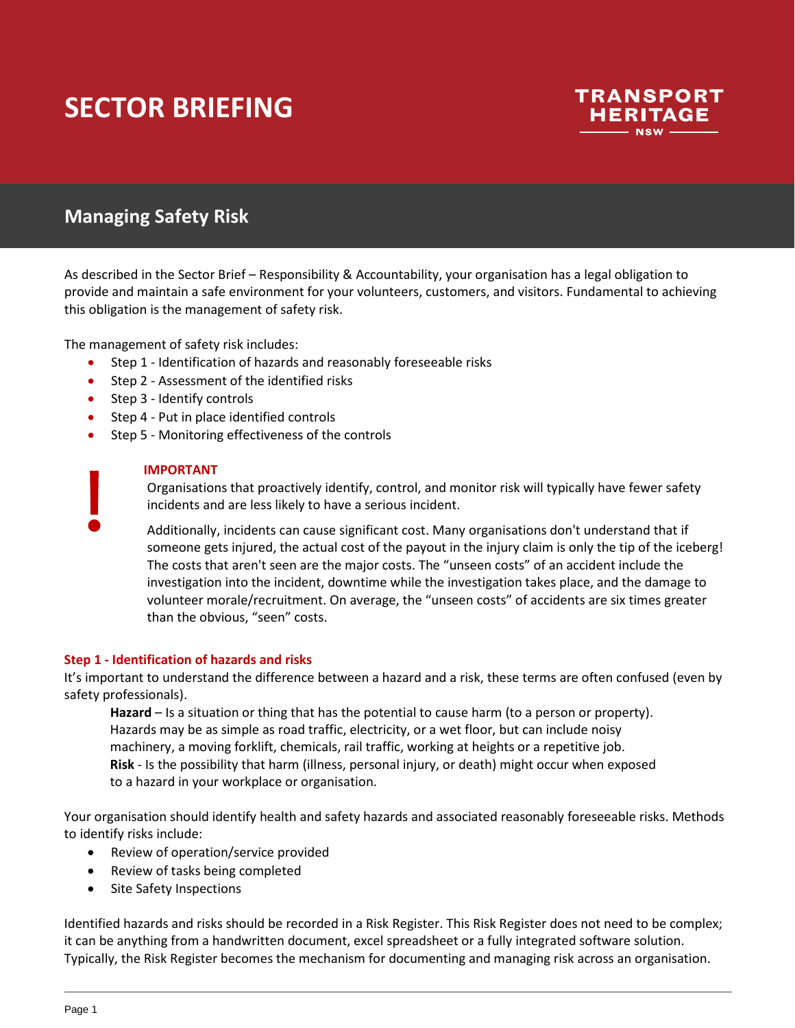# SECTOR BRIEFING

TRANSPORT HERITAGE NSW

## Managing Safety Risk

As described in the Sector Brief – Responsibility & Accountability, your organisation has a legal obligation to provide and maintain a safe environment for your volunteers, customers, and visitors. Fundamental to achieving this obligation is the management of safety risk.

The management of safety risk includes:

- Step 1 - Identification of hazards and reasonably foreseeable risks
- Step 2 - Assessment of the identified risks
- Step 3 - Identify controls
- Step 4 - Put in place identified controls
- Step 5 - Monitoring effectiveness of the controls

> **IMPORTANT**
>
> Organisations that proactively identify, control, and monitor risk will typically have fewer safety incidents and are less likely to have a serious incident.
>
> Additionally, incidents can cause significant cost. Many organisations don't understand that if someone gets injured, the actual cost of the payout in the injury claim is only the tip of the iceberg! The costs that aren't seen are the major costs. The "unseen costs" of an accident include the investigation into the incident, downtime while the investigation takes place, and the damage to volunteer morale/recruitment. On average, the "unseen costs" of accidents are six times greater than the obvious, "seen" costs.

### Step 1 - Identification of hazards and risks

It's important to understand the difference between a hazard and a risk, these terms are often confused (even by safety professionals).

**Hazard** – Is a situation or thing that has the potential to cause harm (to a person or property). Hazards may be as simple as road traffic, electricity, or a wet floor, but can include noisy machinery, a moving forklift, chemicals, rail traffic, working at heights or a repetitive job.

**Risk** - Is the possibility that harm (illness, personal injury, or death) might occur when exposed to a hazard in your workplace or organisation.

Your organisation should identify health and safety hazards and associated reasonably foreseeable risks. Methods to identify risks include:

- Review of operation/service provided
- Review of tasks being completed
- Site Safety Inspections

Identified hazards and risks should be recorded in a Risk Register. This Risk Register does not need to be complex; it can be anything from a handwritten document, excel spreadsheet or a fully integrated software solution. Typically, the Risk Register becomes the mechanism for documenting and managing risk across an organisation.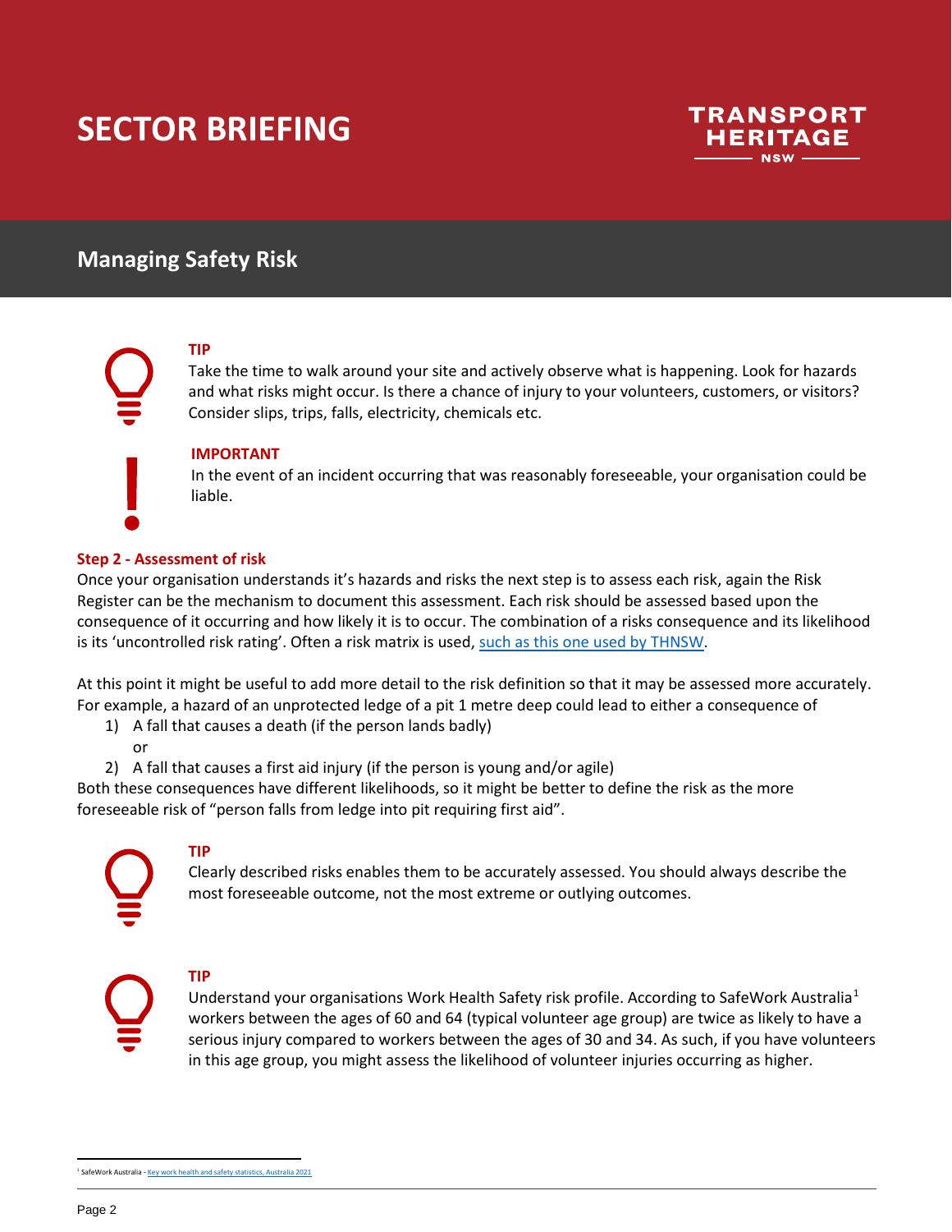# SECTOR BRIEFING

## Managing Safety Risk

**TIP**

Take the time to walk around your site and actively observe what is happening. Look for hazards and what risks might occur. Is there a chance of injury to your volunteers, customers, or visitors? Consider slips, trips, falls, electricity, chemicals etc.

**IMPORTANT**

In the event of an incident occurring that was reasonably foreseeable, your organisation could be liable.

### Step 2 - Assessment of risk

Once your organisation understands it's hazards and risks the next step is to assess each risk, again the Risk Register can be the mechanism to document this assessment. Each risk should be assessed based upon the consequence of it occurring and how likely it is to occur. The combination of a risks consequence and its likelihood is its 'uncontrolled risk rating'. Often a risk matrix is used, such as this one used by THNSW.

At this point it might be useful to add more detail to the risk definition so that it may be assessed more accurately. For example, a hazard of an unprotected ledge of a pit 1 metre deep could lead to either a consequence of

1) A fall that causes a death (if the person lands badly)
   or
2) A fall that causes a first aid injury (if the person is young and/or agile)

Both these consequences have different likelihoods, so it might be better to define the risk as the more foreseeable risk of "person falls from ledge into pit requiring first aid".

**TIP**

Clearly described risks enables them to be accurately assessed. You should always describe the most foreseeable outcome, not the most extreme or outlying outcomes.

**TIP**

Understand your organisations Work Health Safety risk profile. According to SafeWork Australia[1] workers between the ages of 60 and 64 (typical volunteer age group) are twice as likely to have a serious injury compared to workers between the ages of 30 and 34. As such, if you have volunteers in this age group, you might assess the likelihood of volunteer injuries occurring as higher.

[1] SafeWork Australia - Key work health and safety statistics, Australia 2021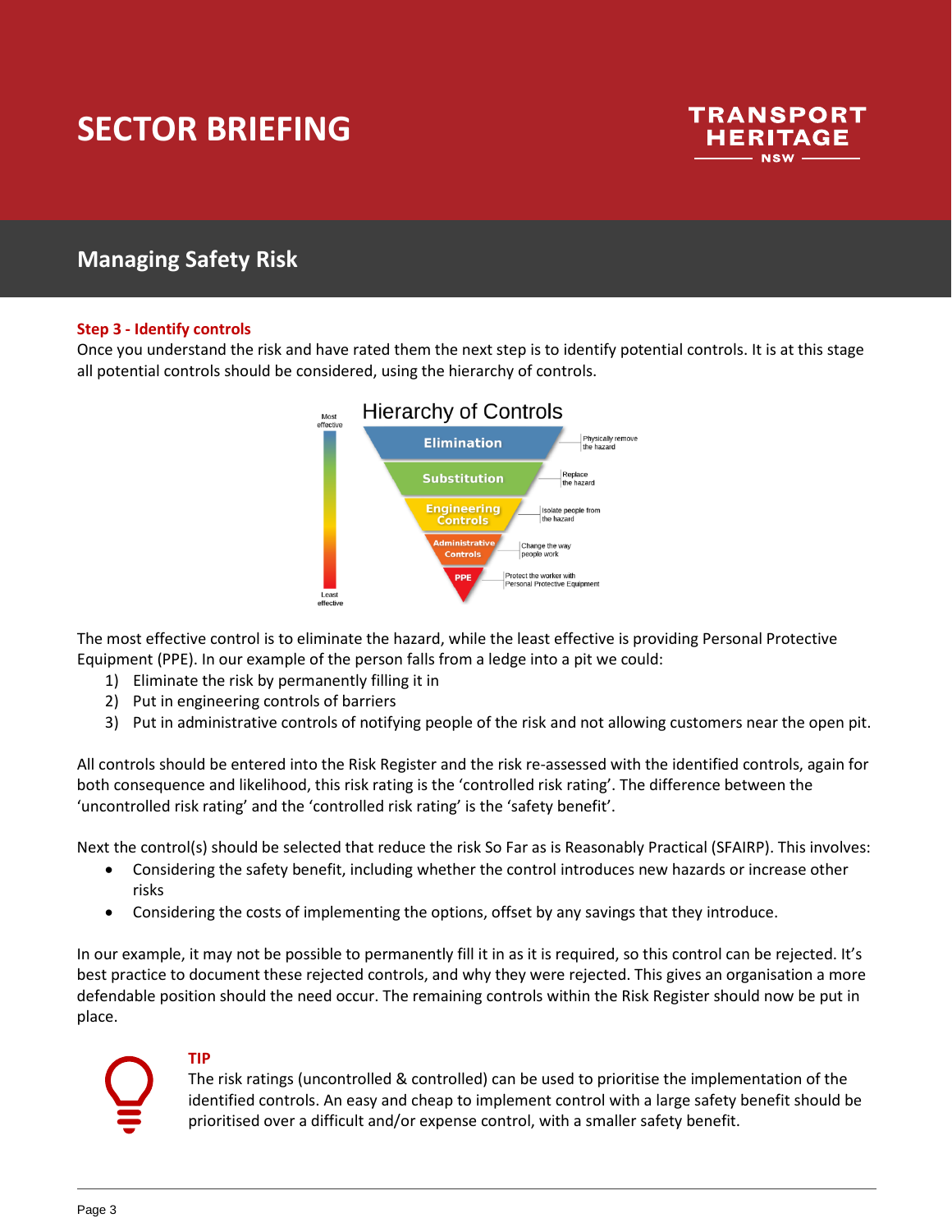# SECTOR BRIEFING

## Managing Safety Risk

### Step 3 - Identify controls

Once you understand the risk and have rated them the next step is to identify potential controls. It is at this stage all potential controls should be considered, using the hierarchy of controls.

Hierarchy of Controls

| Most effective → Least effective | Control | Description |
| --- | --- | --- |
| Most effective | Elimination | Physically remove the hazard |
| | Substitution | Replace the hazard |
| | Engineering Controls | Isolate people from the hazard |
| | Administrative Controls | Change the way people work |
| Least effective | PPE | Protect the worker with Personal Protective Equipment |

The most effective control is to eliminate the hazard, while the least effective is providing Personal Protective Equipment (PPE). In our example of the person falls from a ledge into a pit we could:

1) Eliminate the risk by permanently filling it in
2) Put in engineering controls of barriers
3) Put in administrative controls of notifying people of the risk and not allowing customers near the open pit.

All controls should be entered into the Risk Register and the risk re-assessed with the identified controls, again for both consequence and likelihood, this risk rating is the 'controlled risk rating'. The difference between the 'uncontrolled risk rating' and the 'controlled risk rating' is the 'safety benefit'.

Next the control(s) should be selected that reduce the risk So Far as is Reasonably Practical (SFAIRP). This involves:

- Considering the safety benefit, including whether the control introduces new hazards or increase other risks
- Considering the costs of implementing the options, offset by any savings that they introduce.

In our example, it may not be possible to permanently fill it in as it is required, so this control can be rejected. It's best practice to document these rejected controls, and why they were rejected. This gives an organisation a more defendable position should the need occur. The remaining controls within the Risk Register should now be put in place.

**TIP**

The risk ratings (uncontrolled & controlled) can be used to prioritise the implementation of the identified controls. An easy and cheap to implement control with a large safety benefit should be prioritised over a difficult and/or expense control, with a smaller safety benefit.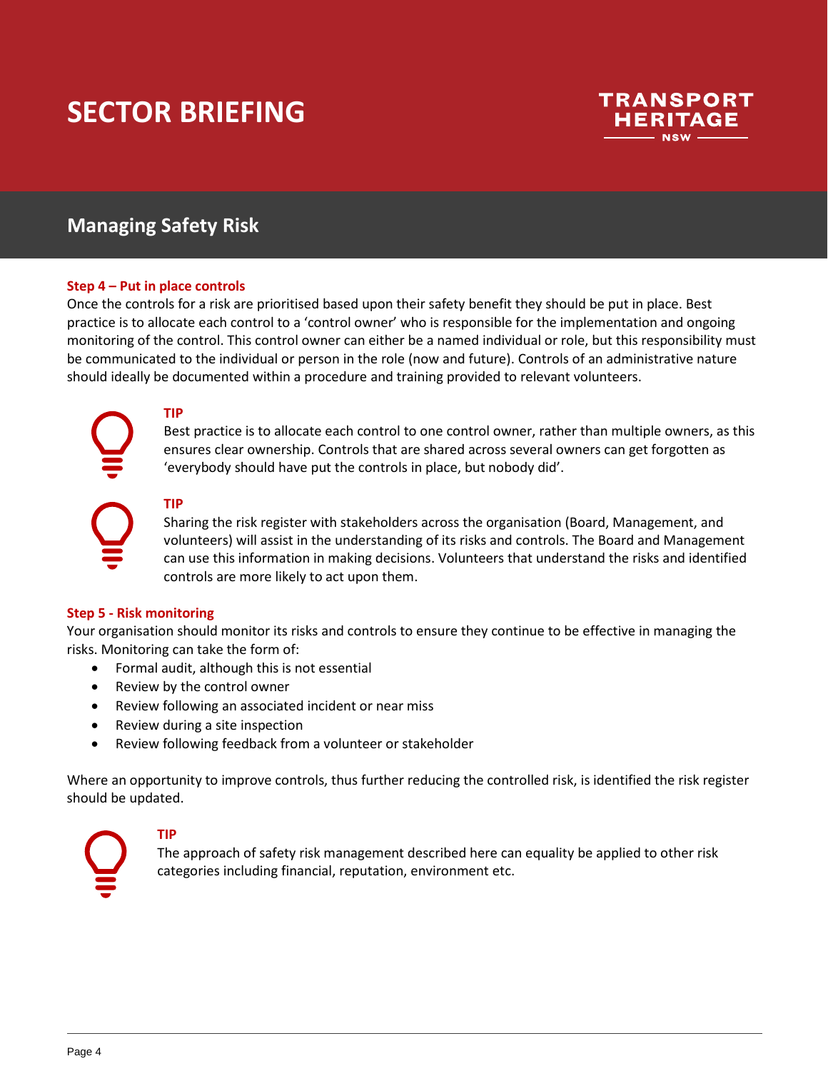# SECTOR BRIEFING

## Managing Safety Risk

**Step 4 – Put in place controls**

Once the controls for a risk are prioritised based upon their safety benefit they should be put in place. Best practice is to allocate each control to a 'control owner' who is responsible for the implementation and ongoing monitoring of the control. This control owner can either be a named individual or role, but this responsibility must be communicated to the individual or person in the role (now and future). Controls of an administrative nature should ideally be documented within a procedure and training provided to relevant volunteers.

**TIP**

Best practice is to allocate each control to one control owner, rather than multiple owners, as this ensures clear ownership. Controls that are shared across several owners can get forgotten as 'everybody should have put the controls in place, but nobody did'.

**TIP**

Sharing the risk register with stakeholders across the organisation (Board, Management, and volunteers) will assist in the understanding of its risks and controls. The Board and Management can use this information in making decisions. Volunteers that understand the risks and identified controls are more likely to act upon them.

**Step 5 - Risk monitoring**

Your organisation should monitor its risks and controls to ensure they continue to be effective in managing the risks. Monitoring can take the form of:

- Formal audit, although this is not essential
- Review by the control owner
- Review following an associated incident or near miss
- Review during a site inspection
- Review following feedback from a volunteer or stakeholder

Where an opportunity to improve controls, thus further reducing the controlled risk, is identified the risk register should be updated.

**TIP**

The approach of safety risk management described here can equality be applied to other risk categories including financial, reputation, environment etc.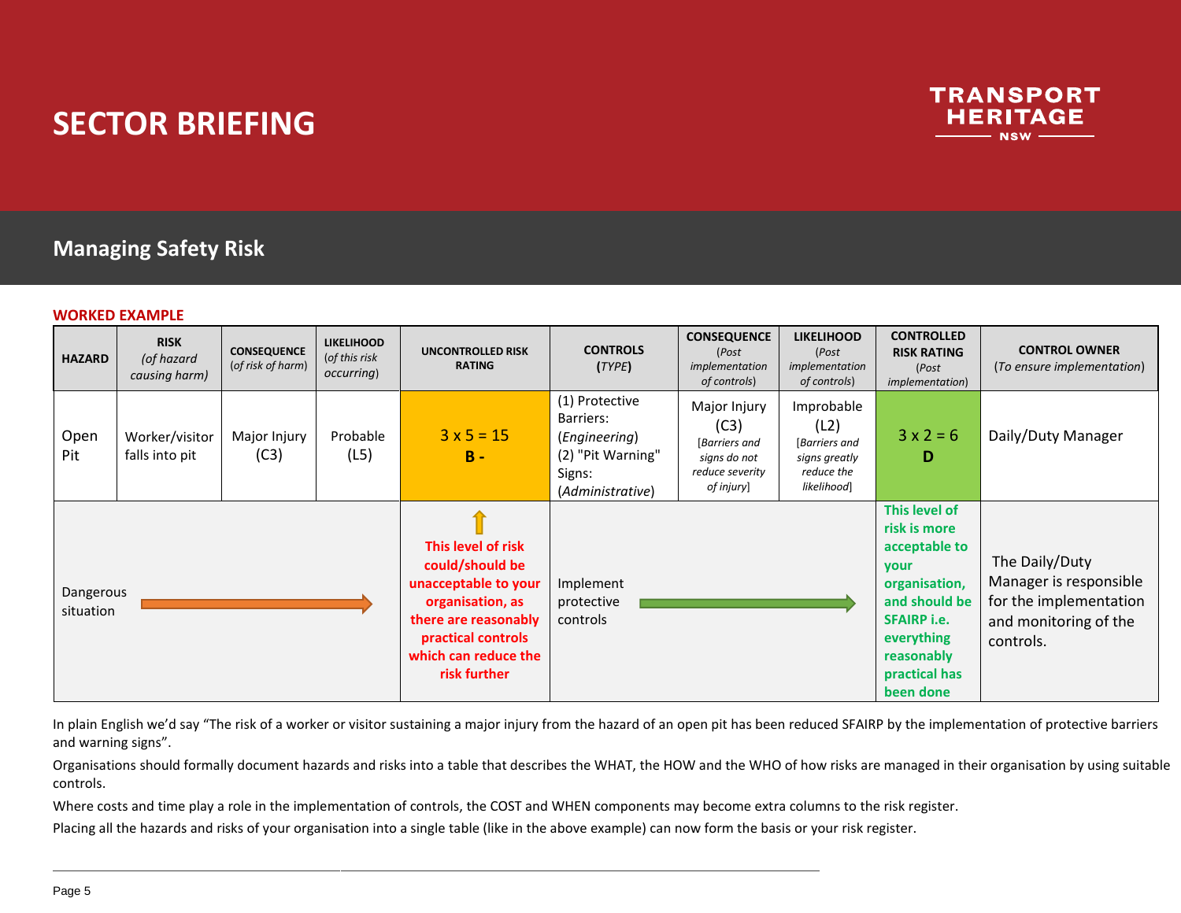# SECTOR BRIEFING

## Managing Safety Risk

**WORKED EXAMPLE**

| HAZARD | RISK *(of hazard causing harm)* | CONSEQUENCE *(of risk of harm)* | LIKELIHOOD *(of this risk occurring)* | UNCONTROLLED RISK RATING | CONTROLS *(TYPE)* | CONSEQUENCE *(Post implementation of controls)* | LIKELIHOOD *(Post implementation of controls)* | CONTROLLED RISK RATING *(Post implementation)* | CONTROL OWNER *(To ensure implementation)* |
|---|---|---|---|---|---|---|---|---|---|
| Open Pit | Worker/visitor falls into pit | Major Injury (C3) | Probable (L5) | 3 x 5 = 15 **B -** | (1) Protective Barriers: (*Engineering*) (2) "Pit Warning" Signs: (*Administrative*) | Major Injury (C3) [*Barriers and signs do not reduce severity of injury*] | Improbable (L2) [*Barriers and signs greatly reduce the likelihood*] | 3 x 2 = 6 **D** | Daily/Duty Manager |
| Dangerous situation → | | | | ↑ **This level of risk could/should be unacceptable to your organisation, as there are reasonably practical controls which can reduce the risk further** | Implement protective controls → | | | **This level of risk is more acceptable to your organisation, and should be SFAIRP i.e. everything reasonably practical has been done** | The Daily/Duty Manager is responsible for the implementation and monitoring of the controls. |

In plain English we'd say "The risk of a worker or visitor sustaining a major injury from the hazard of an open pit has been reduced SFAIRP by the implementation of protective barriers and warning signs".

Organisations should formally document hazards and risks into a table that describes the WHAT, the HOW and the WHO of how risks are managed in their organisation by using suitable controls.

Where costs and time play a role in the implementation of controls, the COST and WHEN components may become extra columns to the risk register.

Placing all the hazards and risks of your organisation into a single table (like in the above example) can now form the basis or your risk register.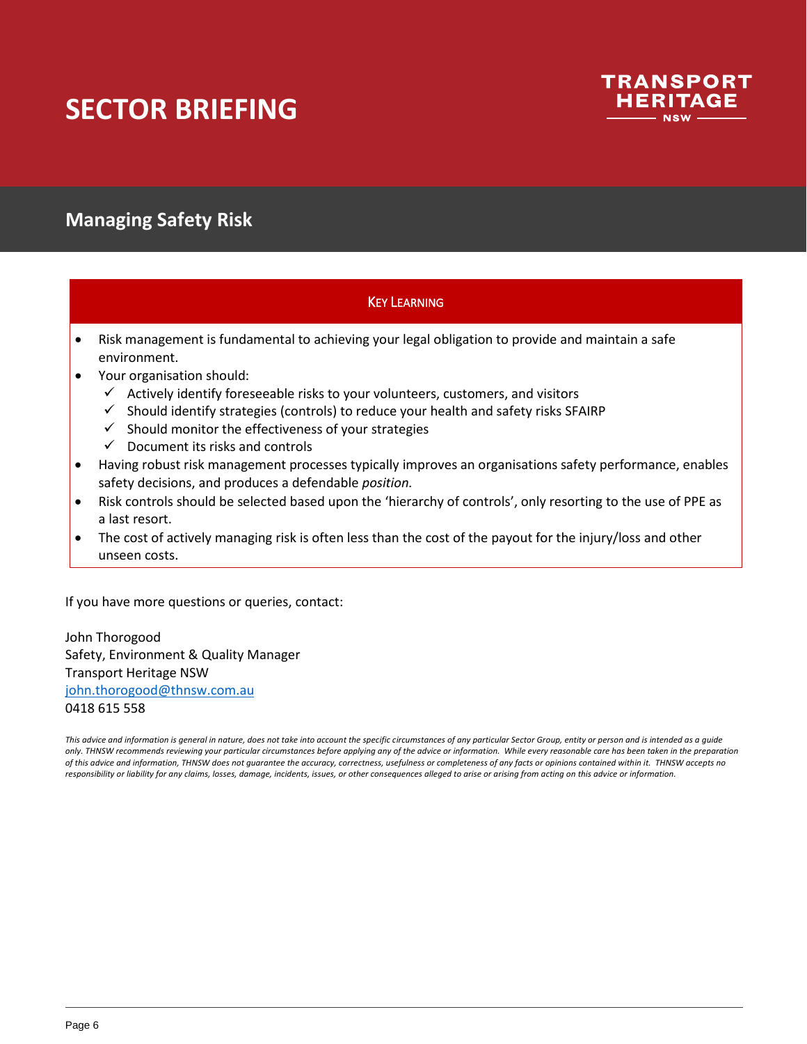# SECTOR BRIEFING

TRANSPORT HERITAGE NSW

## Managing Safety Risk

### KEY LEARNING

- Risk management is fundamental to achieving your legal obligation to provide and maintain a safe environment.
- Your organisation should:
  - ✓ Actively identify foreseeable risks to your volunteers, customers, and visitors
  - ✓ Should identify strategies (controls) to reduce your health and safety risks SFAIRP
  - ✓ Should monitor the effectiveness of your strategies
  - ✓ Document its risks and controls
- Having robust risk management processes typically improves an organisations safety performance, enables safety decisions, and produces a defendable *position.*
- Risk controls should be selected based upon the 'hierarchy of controls', only resorting to the use of PPE as a last resort.
- The cost of actively managing risk is often less than the cost of the payout for the injury/loss and other unseen costs.

If you have more questions or queries, contact:

John Thorogood
Safety, Environment & Quality Manager
Transport Heritage NSW
john.thorogood@thnsw.com.au
0418 615 558

*This advice and information is general in nature, does not take into account the specific circumstances of any particular Sector Group, entity or person and is intended as a guide only. THNSW recommends reviewing your particular circumstances before applying any of the advice or information. While every reasonable care has been taken in the preparation of this advice and information, THNSW does not guarantee the accuracy, correctness, usefulness or completeness of any facts or opinions contained within it. THNSW accepts no responsibility or liability for any claims, losses, damage, incidents, issues, or other consequences alleged to arise or arising from acting on this advice or information.*